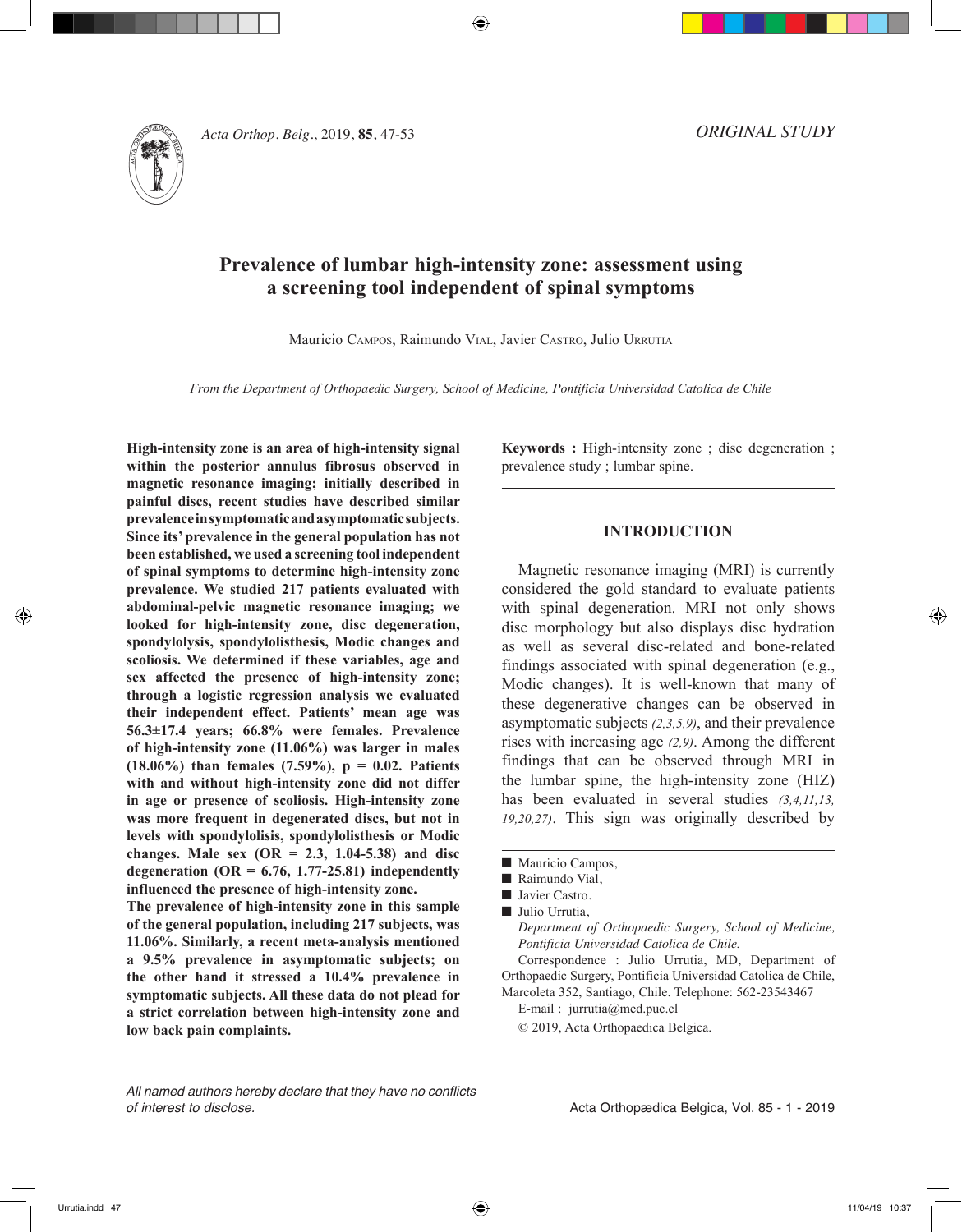ORIGINAL STUDY

# Prevalence of lumbar high-intensity zone: assessment using a screening tool independent of spinal symptoms

Mauricio Campos, Raimundo Vial, Javier Castro, Julio Urrutia

*From the Department of Orthopaedic Surgery, School of Medicine, Pontificia Universidad Catolica de Chile*

**High-intensity zone is an area of high-intensity signal within the posterior annulus fibrosus observed in magnetic resonance imaging; initially described in painful discs, recent studies have described similar prevalence in symptomatic and asymptomatic subjects. Since its' prevalence in the general population has not been established, we used a screening tool independent of spinal symptoms to determine high-intensity zone prevalence. We studied 217 patients evaluated with abdominal-pelvic magnetic resonance imaging; we looked for high-intensity zone, disc degeneration, spondylolysis, spondylolisthesis, Modic changes and scoliosis. We determined if these variables, age and sex affected the presence of high-intensity zone; through a logistic regression analysis we evaluated their independent effect. Patients' mean age was 56.3±17.4 years; 66.8% were females. Prevalence of high-intensity zone (11.06%) was larger in males (18.06%) than females (7.59%), p = 0.02. Patients with and without high-intensity zone did not differ in age or presence of scoliosis. High-intensity zone was more frequent in degenerated discs, but not in levels with spondylolisis, spondylolisthesis or Modic changes. Male sex (OR = 2.3, 1.04-5.38) and disc degeneration (OR = 6.76, 1.77-25.81) independently influenced the presence of high-intensity zone.**

**The prevalence of high-intensity zone in this sample of the general population, including 217 subjects, was 11.06%. Similarly, a recent meta-analysis mentioned a 9.5% prevalence in asymptomatic subjects; on the other hand it stressed a 10.4% prevalence in symptomatic subjects. All these data do not plead for a strict correlation between high-intensity zone and low back pain complaints.**

**Keywords :** High-intensity zone ; disc degeneration ; prevalence study ; lumbar spine.

## INTRODUCTION

Magnetic resonance imaging (MRI) is currently considered the gold standard to evaluate patients with spinal degeneration. MRI not only shows disc morphology but also displays disc hydration as well as several disc-related and bone-related findings associated with spinal degeneration (e.g., Modic changes). It is well-known that many of these degenerative changes can be observed in asymptomatic subjects *(2,3,5,9)*, and their prevalence rises with increasing age *(2,9)*. Among the different findings that can be observed through MRI in the lumbar spine, the high-intensity zone (HIZ) has been evaluated in several studies *(3,4,11,13,19,20,27)*. This sign was originally described by

- Mauricio Campos,
- Raimundo Vial,
- Javier Castro.
- Julio Urrutia,

*Department of Orthopaedic Surgery, School of Medicine, Pontificia Universidad Catolica de Chile.*

Correspondence : Julio Urrutia, MD, Department of Orthopaedic Surgery, Pontificia Universidad Catolica de Chile, Marcoleta 352, Santiago, Chile. Telephone: 562-23543467

E-mail : jurrutia@med.puc.cl

© 2019, Acta Orthopaedica Belgica.

*All named authors hereby declare that they have no conflicts of interest to disclose.*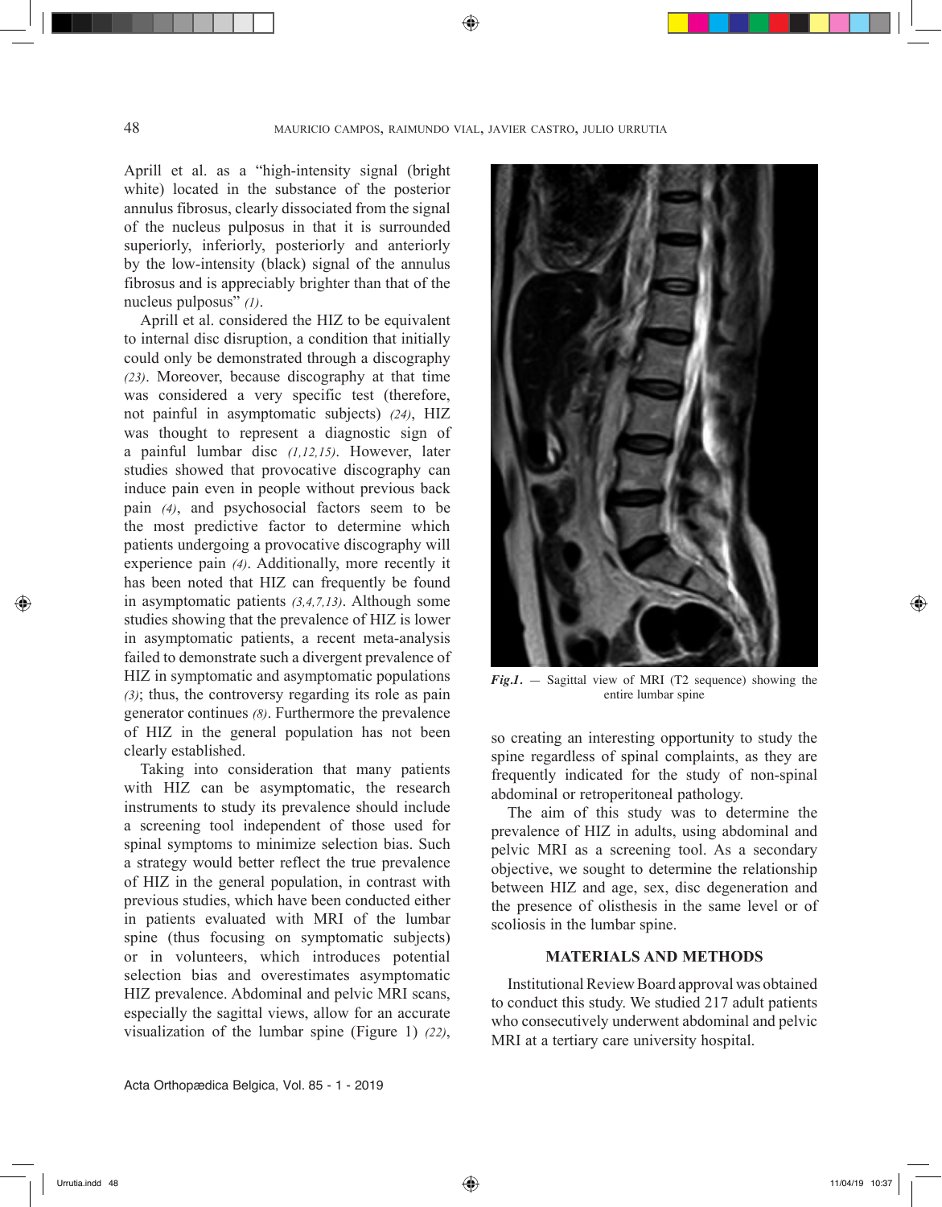Aprill et al. as a "high-intensity signal (bright white) located in the substance of the posterior annulus fibrosus, clearly dissociated from the signal of the nucleus pulposus in that it is surrounded superiorly, inferiorly, posteriorly and anteriorly by the low-intensity (black) signal of the annulus fibrosus and is appreciably brighter than that of the nucleus pulposus" *(1)*.

Aprill et al. considered the HIZ to be equivalent to internal disc disruption, a condition that initially could only be demonstrated through a discography *(23)*. Moreover, because discography at that time was considered a very specific test (therefore, not painful in asymptomatic subjects) *(24)*, HIZ was thought to represent a diagnostic sign of a painful lumbar disc *(1,12,15)*. However, later studies showed that provocative discography can induce pain even in people without previous back pain *(4)*, and psychosocial factors seem to be the most predictive factor to determine which patients undergoing a provocative discography will experience pain *(4)*. Additionally, more recently it has been noted that HIZ can frequently be found in asymptomatic patients *(3,4,7,13)*. Although some studies showing that the prevalence of HIZ is lower in asymptomatic patients, a recent meta-analysis failed to demonstrate such a divergent prevalence of HIZ in symptomatic and asymptomatic populations *(3)*; thus, the controversy regarding its role as pain generator continues *(8)*. Furthermore the prevalence of HIZ in the general population has not been clearly established.

Taking into consideration that many patients with HIZ can be asymptomatic, the research instruments to study its prevalence should include a screening tool independent of those used for spinal symptoms to minimize selection bias. Such a strategy would better reflect the true prevalence of HIZ in the general population, in contrast with previous studies, which have been conducted either in patients evaluated with MRI of the lumbar spine (thus focusing on symptomatic subjects) or in volunteers, which introduces potential selection bias and overestimates asymptomatic HIZ prevalence. Abdominal and pelvic MRI scans, especially the sagittal views, allow for an accurate visualization of the lumbar spine (Figure 1) *(22)*, so creating an interesting opportunity to study the spine regardless of spinal complaints, as they are frequently indicated for the study of non-spinal abdominal or retroperitoneal pathology.

***Fig.1.*** — Sagittal view of MRI (T2 sequence) showing the entire lumbar spine

The aim of this study was to determine the prevalence of HIZ in adults, using abdominal and pelvic MRI as a screening tool. As a secondary objective, we sought to determine the relationship between HIZ and age, sex, disc degeneration and the presence of olisthesis in the same level or of scoliosis in the lumbar spine.

## MATERIALS AND METHODS

Institutional Review Board approval was obtained to conduct this study. We studied 217 adult patients who consecutively underwent abdominal and pelvic MRI at a tertiary care university hospital.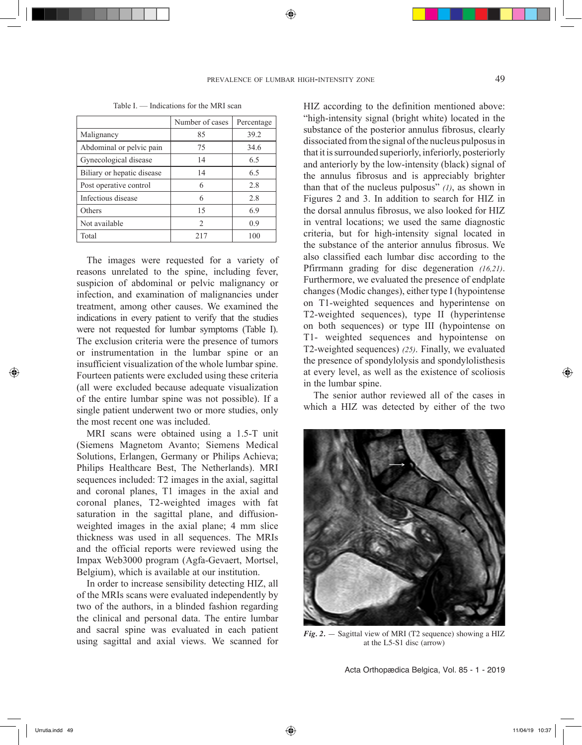Table I. — Indications for the MRI scan

| | Number of cases | Percentage |
|---|---|---|
| Malignancy | 85 | 39.2 |
| Abdominal or pelvic pain | 75 | 34.6 |
| Gynecological disease | 14 | 6.5 |
| Biliary or hepatic disease | 14 | 6.5 |
| Post operative control | 6 | 2.8 |
| Infectious disease | 6 | 2.8 |
| Others | 15 | 6.9 |
| Not available | 2 | 0.9 |
| Total | 217 | 100 |

The images were requested for a variety of reasons unrelated to the spine, including fever, suspicion of abdominal or pelvic malignancy or infection, and examination of malignancies under treatment, among other causes. We examined the indications in every patient to verify that the studies were not requested for lumbar symptoms (Table I). The exclusion criteria were the presence of tumors or instrumentation in the lumbar spine or an insufficient visualization of the whole lumbar spine. Fourteen patients were excluded using these criteria (all were excluded because adequate visualization of the entire lumbar spine was not possible). If a single patient underwent two or more studies, only the most recent one was included.

MRI scans were obtained using a 1.5-T unit (Siemens Magnetom Avanto; Siemens Medical Solutions, Erlangen, Germany or Philips Achieva; Philips Healthcare Best, The Netherlands). MRI sequences included: T2 images in the axial, sagittal and coronal planes, T1 images in the axial and coronal planes, T2-weighted images with fat saturation in the sagittal plane, and diffusion-weighted images in the axial plane; 4 mm slice thickness was used in all sequences. The MRIs and the official reports were reviewed using the Impax Web3000 program (Agfa-Gevaert, Mortsel, Belgium), which is available at our institution.

In order to increase sensibility detecting HIZ, all of the MRIs scans were evaluated independently by two of the authors, in a blinded fashion regarding the clinical and personal data. The entire lumbar and sacral spine was evaluated in each patient using sagittal and axial views. We scanned for HIZ according to the definition mentioned above: "high-intensity signal (bright white) located in the substance of the posterior annulus fibrosus, clearly dissociated from the signal of the nucleus pulposus in that it is surrounded superiorly, inferiorly, posteriorly and anteriorly by the low-intensity (black) signal of the annulus fibrosus and is appreciably brighter than that of the nucleus pulposus" *(1)*, as shown in Figures 2 and 3. In addition to search for HIZ in the dorsal annulus fibrosus, we also looked for HIZ in ventral locations; we used the same diagnostic criteria, but for high-intensity signal located in the substance of the anterior annulus fibrosus. We also classified each lumbar disc according to the Pfirrmann grading for disc degeneration *(16,21)*. Furthermore, we evaluated the presence of endplate changes (Modic changes), either type I (hypointense on T1-weighted sequences and hyperintense on T2-weighted sequences), type II (hyperintense on both sequences) or type III (hypointense on T1- weighted sequences and hypointense on T2-weighted sequences) *(25)*. Finally, we evaluated the presence of spondylolysis and spondylolisthesis at every level, as well as the existence of scoliosis in the lumbar spine.

The senior author reviewed all of the cases in which a HIZ was detected by either of the two

*Fig. 2.* — Sagittal view of MRI (T2 sequence) showing a HIZ at the L5-S1 disc (arrow)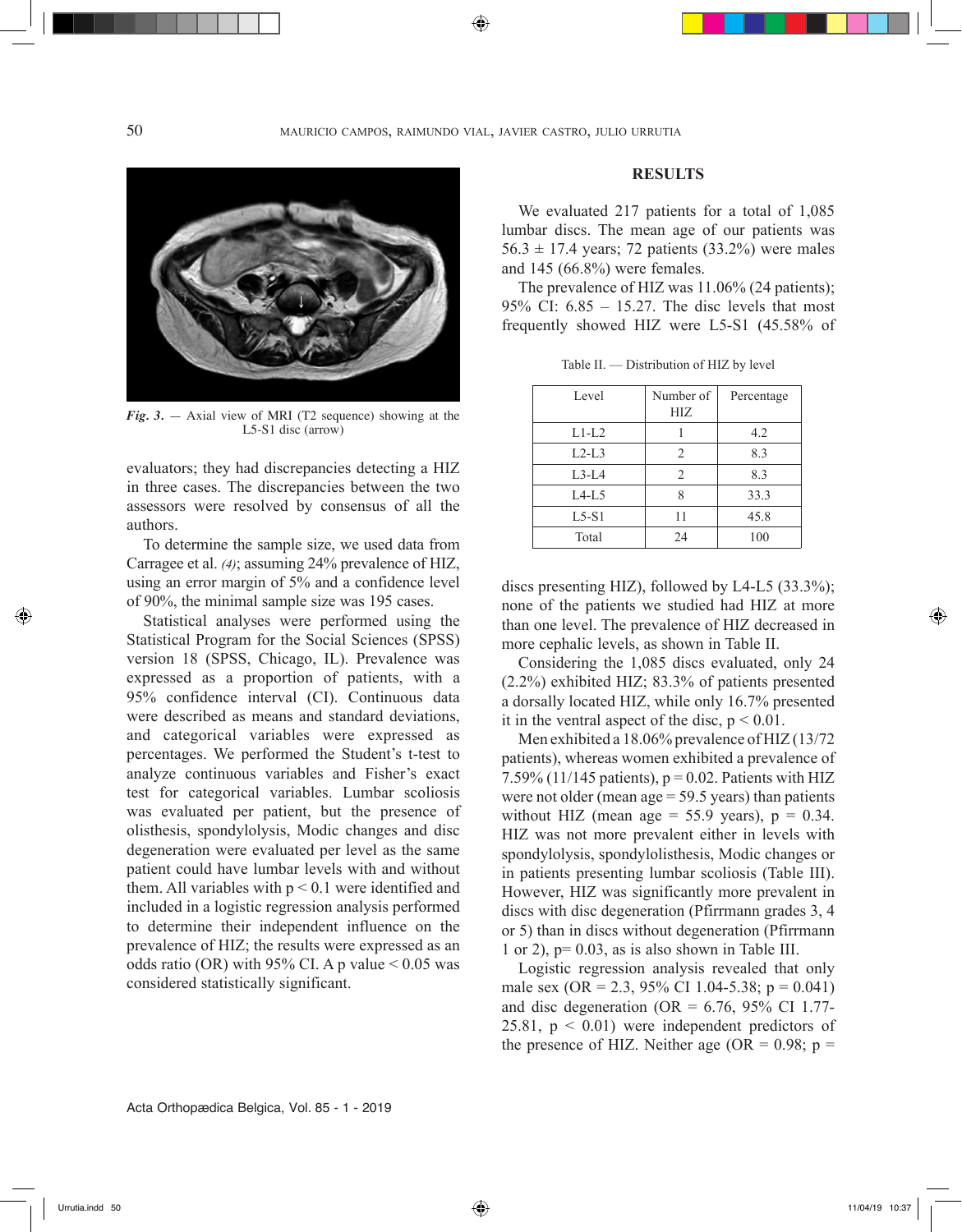*Fig. 3.* — Axial view of MRI (T2 sequence) showing at the L5-S1 disc (arrow)

evaluators; they had discrepancies detecting a HIZ in three cases. The discrepancies between the two assessors were resolved by consensus of all the authors.

To determine the sample size, we used data from Carragee et al. *(4)*; assuming 24% prevalence of HIZ, using an error margin of 5% and a confidence level of 90%, the minimal sample size was 195 cases.

Statistical analyses were performed using the Statistical Program for the Social Sciences (SPSS) version 18 (SPSS, Chicago, IL). Prevalence was expressed as a proportion of patients, with a 95% confidence interval (CI). Continuous data were described as means and standard deviations, and categorical variables were expressed as percentages. We performed the Student's t-test to analyze continuous variables and Fisher's exact test for categorical variables. Lumbar scoliosis was evaluated per patient, but the presence of olisthesis, spondylolysis, Modic changes and disc degeneration were evaluated per level as the same patient could have lumbar levels with and without them. All variables with $p < 0.1$ were identified and included in a logistic regression analysis performed to determine their independent influence on the prevalence of HIZ; the results were expressed as an odds ratio (OR) with 95% CI. A p value $< 0.05$ was considered statistically significant.

## RESULTS

We evaluated 217 patients for a total of 1,085 lumbar discs. The mean age of our patients was $56.3 \pm 17.4$ years; 72 patients (33.2%) were males and 145 (66.8%) were females.

The prevalence of HIZ was 11.06% (24 patients); 95% CI: 6.85 – 15.27. The disc levels that most frequently showed HIZ were L5-S1 (45.58% of discs presenting HIZ), followed by L4-L5 (33.3%); none of the patients we studied had HIZ at more than one level. The prevalence of HIZ decreased in more cephalic levels, as shown in Table II.

Table II. — Distribution of HIZ by level

| Level | Number of HIZ | Percentage |
|---|---|---|
| L1-L2 | 1 | 4.2 |
| L2-L3 | 2 | 8.3 |
| L3-L4 | 2 | 8.3 |
| L4-L5 | 8 | 33.3 |
| L5-S1 | 11 | 45.8 |
| Total | 24 | 100 |

Considering the 1,085 discs evaluated, only 24 (2.2%) exhibited HIZ; 83.3% of patients presented a dorsally located HIZ, while only 16.7% presented it in the ventral aspect of the disc, $p < 0.01$.

Men exhibited a 18.06% prevalence of HIZ (13/72 patients), whereas women exhibited a prevalence of 7.59% (11/145 patients), $p = 0.02$. Patients with HIZ were not older (mean age = 59.5 years) than patients without HIZ (mean age = 55.9 years), $p = 0.34$. HIZ was not more prevalent either in levels with spondylolysis, spondylolisthesis, Modic changes or in patients presenting lumbar scoliosis (Table III). However, HIZ was significantly more prevalent in discs with disc degeneration (Pfirrmann grades 3, 4 or 5) than in discs without degeneration (Pfirrmann 1 or 2), p= 0.03, as is also shown in Table III.

Logistic regression analysis revealed that only male sex (OR = 2.3, 95% CI 1.04-5.38; p = 0.041) and disc degeneration (OR = 6.76, 95% CI 1.77-25.81, $p < 0.01$) were independent predictors of the presence of HIZ. Neither age (OR = 0.98; p =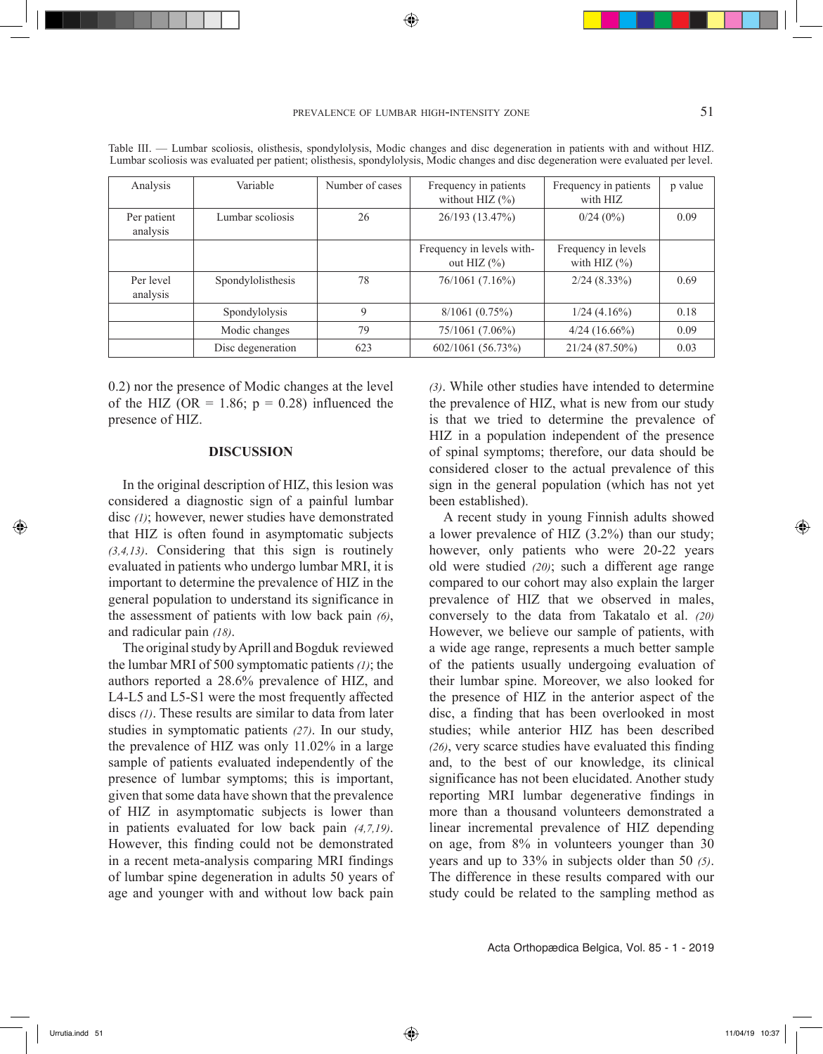Table III. — Lumbar scoliosis, olisthesis, spondylolysis, Modic changes and disc degeneration in patients with and without HIZ. Lumbar scoliosis was evaluated per patient; olisthesis, spondylolysis, Modic changes and disc degeneration were evaluated per level.

| Analysis | Variable | Number of cases | Frequency in patients without HIZ (%) | Frequency in patients with HIZ | p value |
|---|---|---|---|---|---|
| Per patient analysis | Lumbar scoliosis | 26 | 26/193 (13.47%) | 0/24 (0%) | 0.09 |
| | | | Frequency in levels without HIZ (%) | Frequency in levels with HIZ (%) | |
| Per level analysis | Spondylolisthesis | 78 | 76/1061 (7.16%) | 2/24 (8.33%) | 0.69 |
| | Spondylolysis | 9 | 8/1061 (0.75%) | 1/24 (4.16%) | 0.18 |
| | Modic changes | 79 | 75/1061 (7.06%) | 4/24 (16.66%) | 0.09 |
| | Disc degeneration | 623 | 602/1061 (56.73%) | 21/24 (87.50%) | 0.03 |

0.2) nor the presence of Modic changes at the level of the HIZ (OR = 1.86; p = 0.28) influenced the presence of HIZ.

## DISCUSSION

In the original description of HIZ, this lesion was considered a diagnostic sign of a painful lumbar disc *(1)*; however, newer studies have demonstrated that HIZ is often found in asymptomatic subjects *(3,4,13)*. Considering that this sign is routinely evaluated in patients who undergo lumbar MRI, it is important to determine the prevalence of HIZ in the general population to understand its significance in the assessment of patients with low back pain *(6)*, and radicular pain *(18)*.

The original study by Aprill and Bogduk reviewed the lumbar MRI of 500 symptomatic patients *(1)*; the authors reported a 28.6% prevalence of HIZ, and L4-L5 and L5-S1 were the most frequently affected discs *(1)*. These results are similar to data from later studies in symptomatic patients *(27)*. In our study, the prevalence of HIZ was only 11.02% in a large sample of patients evaluated independently of the presence of lumbar symptoms; this is important, given that some data have shown that the prevalence of HIZ in asymptomatic subjects is lower than in patients evaluated for low back pain *(4,7,19)*. However, this finding could not be demonstrated in a recent meta-analysis comparing MRI findings of lumbar spine degeneration in adults 50 years of age and younger with and without low back pain *(3)*. While other studies have intended to determine the prevalence of HIZ, what is new from our study is that we tried to determine the prevalence of HIZ in a population independent of the presence of spinal symptoms; therefore, our data should be considered closer to the actual prevalence of this sign in the general population (which has not yet been established).

A recent study in young Finnish adults showed a lower prevalence of HIZ (3.2%) than our study; however, only patients who were 20-22 years old were studied *(20)*; such a different age range compared to our cohort may also explain the larger prevalence of HIZ that we observed in males, conversely to the data from Takatalo et al. *(20)* However, we believe our sample of patients, with a wide age range, represents a much better sample of the patients usually undergoing evaluation of their lumbar spine. Moreover, we also looked for the presence of HIZ in the anterior aspect of the disc, a finding that has been overlooked in most studies; while anterior HIZ has been described *(26)*, very scarce studies have evaluated this finding and, to the best of our knowledge, its clinical significance has not been elucidated. Another study reporting MRI lumbar degenerative findings in more than a thousand volunteers demonstrated a linear incremental prevalence of HIZ depending on age, from 8% in volunteers younger than 30 years and up to 33% in subjects older than 50 *(5)*. The difference in these results compared with our study could be related to the sampling method as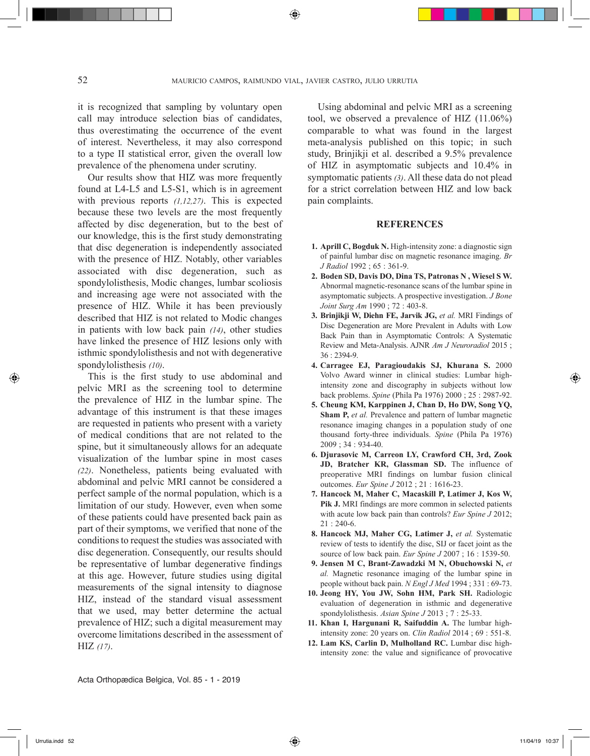it is recognized that sampling by voluntary open call may introduce selection bias of candidates, thus overestimating the occurrence of the event of interest. Nevertheless, it may also correspond to a type II statistical error, given the overall low prevalence of the phenomena under scrutiny.

Our results show that HIZ was more frequently found at L4-L5 and L5-S1, which is in agreement with previous reports *(1,12,27)*. This is expected because these two levels are the most frequently affected by disc degeneration, but to the best of our knowledge, this is the first study demonstrating that disc degeneration is independently associated with the presence of HIZ. Notably, other variables associated with disc degeneration, such as spondylolisthesis, Modic changes, lumbar scoliosis and increasing age were not associated with the presence of HIZ. While it has been previously described that HIZ is not related to Modic changes in patients with low back pain *(14)*, other studies have linked the presence of HIZ lesions only with isthmic spondylolisthesis and not with degenerative spondylolisthesis *(10)*.

This is the first study to use abdominal and pelvic MRI as the screening tool to determine the prevalence of HIZ in the lumbar spine. The advantage of this instrument is that these images are requested in patients who present with a variety of medical conditions that are not related to the spine, but it simultaneously allows for an adequate visualization of the lumbar spine in most cases *(22)*. Nonetheless, patients being evaluated with abdominal and pelvic MRI cannot be considered a perfect sample of the normal population, which is a limitation of our study. However, even when some of these patients could have presented back pain as part of their symptoms, we verified that none of the conditions to request the studies was associated with disc degeneration. Consequently, our results should be representative of lumbar degenerative findings at this age. However, future studies using digital measurements of the signal intensity to diagnose HIZ, instead of the standard visual assessment that we used, may better determine the actual prevalence of HIZ; such a digital measurement may overcome limitations described in the assessment of HIZ *(17)*.

Using abdominal and pelvic MRI as a screening tool, we observed a prevalence of HIZ (11.06%) comparable to what was found in the largest meta-analysis published on this topic; in such study, Brinjikji et al. described a 9.5% prevalence of HIZ in asymptomatic subjects and 10.4% in symptomatic patients *(3)*. All these data do not plead for a strict correlation between HIZ and low back pain complaints.

## REFERENCES

1. **Aprill C, Bogduk N.** High-intensity zone: a diagnostic sign of painful lumbar disc on magnetic resonance imaging. *Br J Radiol* 1992 ; 65 : 361-9.
2. **Boden SD, Davis DO, Dina TS, Patronas N , Wiesel S W.** Abnormal magnetic-resonance scans of the lumbar spine in asymptomatic subjects. A prospective investigation. *J Bone Joint Surg Am* 1990 ; 72 : 403-8.
3. **Brinjikji W, Diehn FE, Jarvik JG,** *et al.* MRI Findings of Disc Degeneration are More Prevalent in Adults with Low Back Pain than in Asymptomatic Controls: A Systematic Review and Meta-Analysis. AJNR *Am J Neuroradiol* 2015 ; 36 : 2394-9.
4. **Carragee EJ, Paragioudakis SJ, Khurana S.** 2000 Volvo Award winner in clinical studies: Lumbar high-intensity zone and discography in subjects without low back problems. *Spine* (Phila Pa 1976) 2000 ; 25 : 2987-92.
5. **Cheung KM, Karppinen J, Chan D, Ho DW, Song YQ, Sham P,** *et al.* Prevalence and pattern of lumbar magnetic resonance imaging changes in a population study of one thousand forty-three individuals. *Spine* (Phila Pa 1976) 2009 ; 34 : 934-40.
6. **Djurasovic M, Carreon LY, Crawford CH, 3rd, Zook JD, Bratcher KR, Glassman SD.** The influence of preoperative MRI findings on lumbar fusion clinical outcomes. *Eur Spine J* 2012 ; 21 : 1616-23.
7. **Hancock M, Maher C, Macaskill P, Latimer J, Kos W, Pik J.** MRI findings are more common in selected patients with acute low back pain than controls? *Eur Spine J* 2012; 21 : 240-6.
8. **Hancock MJ, Maher CG, Latimer J,** *et al.* Systematic review of tests to identify the disc, SIJ or facet joint as the source of low back pain. *Eur Spine J* 2007 ; 16 : 1539-50.
9. **Jensen M C, Brant-Zawadzki M N, Obuchowski N,** *et al.* Magnetic resonance imaging of the lumbar spine in people without back pain. *N Engl J Med* 1994 ; 331 : 69-73.
10. **Jeong HY, You JW, Sohn HM, Park SH.** Radiologic evaluation of degeneration in isthmic and degenerative spondylolisthesis. *Asian Spine J* 2013 ; 7 : 25-33.
11. **Khan I, Hargunani R, Saifuddin A.** The lumbar high-intensity zone: 20 years on. *Clin Radiol* 2014 ; 69 : 551-8.
12. **Lam KS, Carlin D, Mulholland RC.** Lumbar disc high-intensity zone: the value and significance of provocative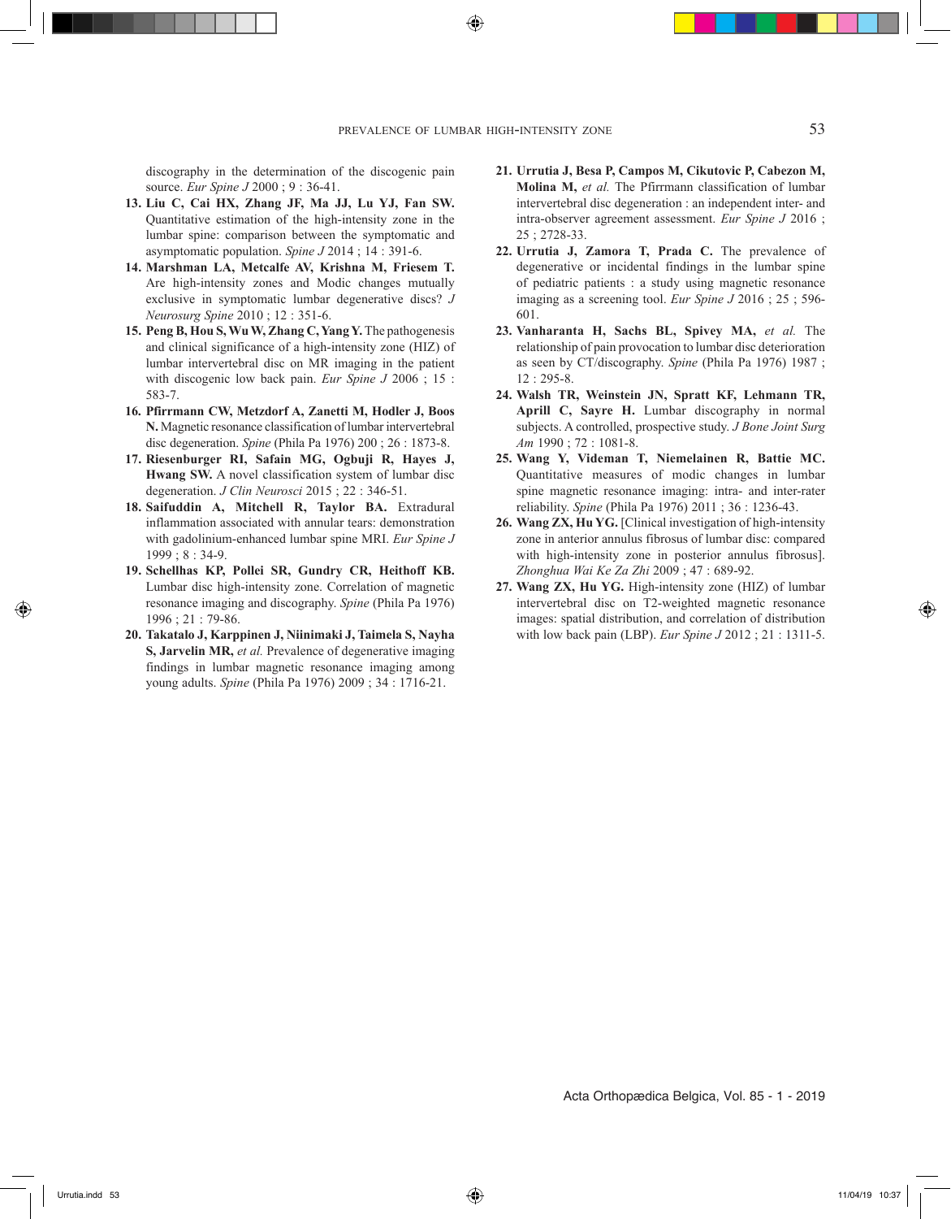discography in the determination of the discogenic pain source. *Eur Spine J* 2000 ; 9 : 36-41.

13. **Liu C, Cai HX, Zhang JF, Ma JJ, Lu YJ, Fan SW.** Quantitative estimation of the high-intensity zone in the lumbar spine: comparison between the symptomatic and asymptomatic population. *Spine J* 2014 ; 14 : 391-6.
14. **Marshman LA, Metcalfe AV, Krishna M, Friesem T.** Are high-intensity zones and Modic changes mutually exclusive in symptomatic lumbar degenerative discs? *J Neurosurg Spine* 2010 ; 12 : 351-6.
15. **Peng B, Hou S, Wu W, Zhang C, Yang Y.** The pathogenesis and clinical significance of a high-intensity zone (HIZ) of lumbar intervertebral disc on MR imaging in the patient with discogenic low back pain. *Eur Spine J* 2006 ; 15 : 583-7.
16. **Pfirrmann CW, Metzdorf A, Zanetti M, Hodler J, Boos N.** Magnetic resonance classification of lumbar intervertebral disc degeneration. *Spine* (Phila Pa 1976) 200 ; 26 : 1873-8.
17. **Riesenburger RI, Safain MG, Ogbuji R, Hayes J, Hwang SW.** A novel classification system of lumbar disc degeneration. *J Clin Neurosci* 2015 ; 22 : 346-51.
18. **Saifuddin A, Mitchell R, Taylor BA.** Extradural inflammation associated with annular tears: demonstration with gadolinium-enhanced lumbar spine MRI. *Eur Spine J* 1999 ; 8 : 34-9.
19. **Schellhas KP, Pollei SR, Gundry CR, Heithoff KB.** Lumbar disc high-intensity zone. Correlation of magnetic resonance imaging and discography. *Spine* (Phila Pa 1976) 1996 ; 21 : 79-86.
20. **Takatalo J, Karppinen J, Niinimaki J, Taimela S, Nayha S, Jarvelin MR,** *et al.* Prevalence of degenerative imaging findings in lumbar magnetic resonance imaging among young adults. *Spine* (Phila Pa 1976) 2009 ; 34 : 1716-21.
21. **Urrutia J, Besa P, Campos M, Cikutovic P, Cabezon M, Molina M,** *et al.* The Pfirrmann classification of lumbar intervertebral disc degeneration : an independent inter- and intra-observer agreement assessment. *Eur Spine J* 2016 ; 25 ; 2728-33.
22. **Urrutia J, Zamora T, Prada C.** The prevalence of degenerative or incidental findings in the lumbar spine of pediatric patients : a study using magnetic resonance imaging as a screening tool. *Eur Spine J* 2016 ; 25 ; 596-601.
23. **Vanharanta H, Sachs BL, Spivey MA,** *et al.* The relationship of pain provocation to lumbar disc deterioration as seen by CT/discography. *Spine* (Phila Pa 1976) 1987 ; 12 : 295-8.
24. **Walsh TR, Weinstein JN, Spratt KF, Lehmann TR, Aprill C, Sayre H.** Lumbar discography in normal subjects. A controlled, prospective study. *J Bone Joint Surg Am* 1990 ; 72 : 1081-8.
25. **Wang Y, Videman T, Niemelainen R, Battie MC.** Quantitative measures of modic changes in lumbar spine magnetic resonance imaging: intra- and inter-rater reliability. *Spine* (Phila Pa 1976) 2011 ; 36 : 1236-43.
26. **Wang ZX, Hu YG.** [Clinical investigation of high-intensity zone in anterior annulus fibrosus of lumbar disc: compared with high-intensity zone in posterior annulus fibrosus]. *Zhonghua Wai Ke Za Zhi* 2009 ; 47 : 689-92.
27. **Wang ZX, Hu YG.** High-intensity zone (HIZ) of lumbar intervertebral disc on T2-weighted magnetic resonance images: spatial distribution, and correlation of distribution with low back pain (LBP). *Eur Spine J* 2012 ; 21 : 1311-5.